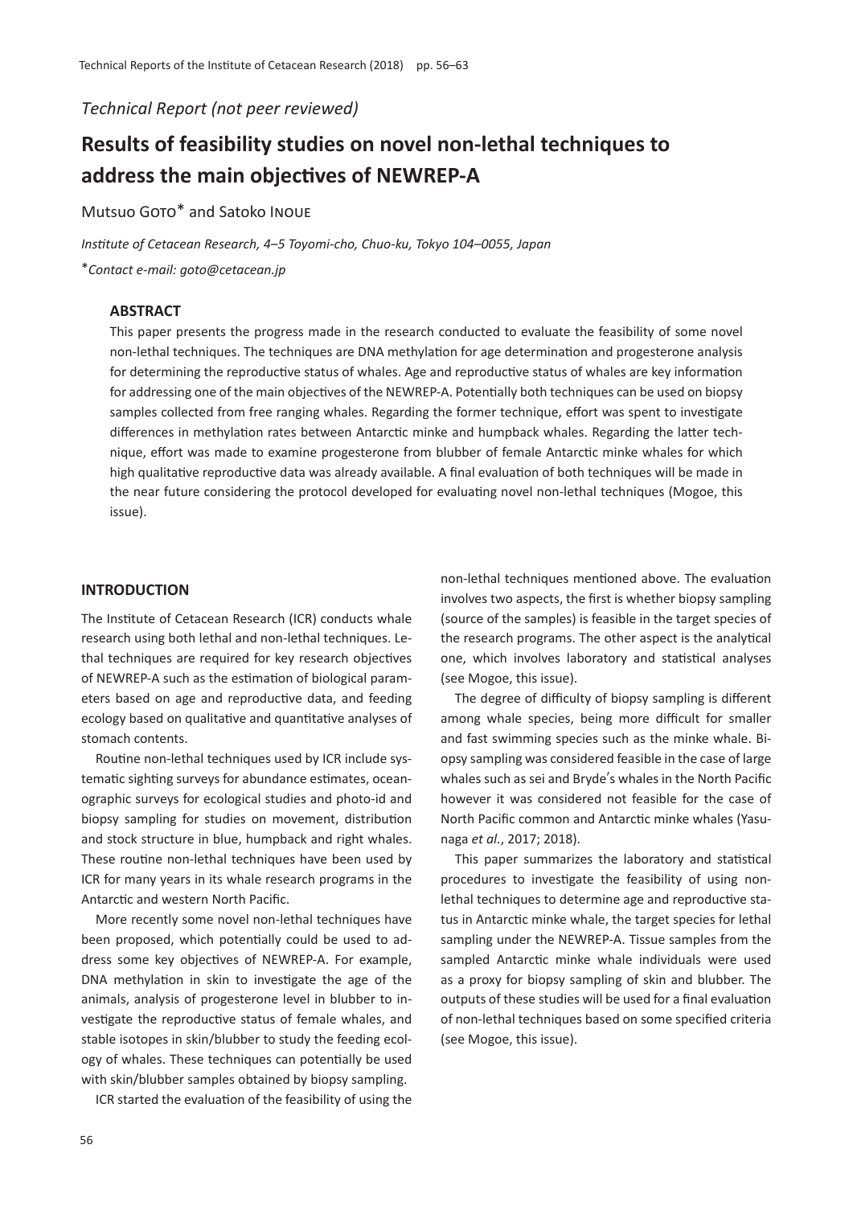*Technical Report (not peer reviewed)*

# Results of feasibility studies on novel non-lethal techniques to address the main objectives of NEWREP-A

Mutsuo GOTO* and Satoko INOUE

*Institute of Cetacean Research, 4–5 Toyomi-cho, Chuo-ku, Tokyo 104–0055, Japan*

**Contact e-mail: goto@cetacean.jp*

## ABSTRACT

This paper presents the progress made in the research conducted to evaluate the feasibility of some novel non-lethal techniques. The techniques are DNA methylation for age determination and progesterone analysis for determining the reproductive status of whales. Age and reproductive status of whales are key information for addressing one of the main objectives of the NEWREP-A. Potentially both techniques can be used on biopsy samples collected from free ranging whales. Regarding the former technique, effort was spent to investigate differences in methylation rates between Antarctic minke and humpback whales. Regarding the latter technique, effort was made to examine progesterone from blubber of female Antarctic minke whales for which high qualitative reproductive data was already available. A final evaluation of both techniques will be made in the near future considering the protocol developed for evaluating novel non-lethal techniques (Mogoe, this issue).

## INTRODUCTION

The Institute of Cetacean Research (ICR) conducts whale research using both lethal and non-lethal techniques. Lethal techniques are required for key research objectives of NEWREP-A such as the estimation of biological parameters based on age and reproductive data, and feeding ecology based on qualitative and quantitative analyses of stomach contents.

Routine non-lethal techniques used by ICR include systematic sighting surveys for abundance estimates, oceanographic surveys for ecological studies and photo-id and biopsy sampling for studies on movement, distribution and stock structure in blue, humpback and right whales. These routine non-lethal techniques have been used by ICR for many years in its whale research programs in the Antarctic and western North Pacific.

More recently some novel non-lethal techniques have been proposed, which potentially could be used to address some key objectives of NEWREP-A. For example, DNA methylation in skin to investigate the age of the animals, analysis of progesterone level in blubber to investigate the reproductive status of female whales, and stable isotopes in skin/blubber to study the feeding ecology of whales. These techniques can potentially be used with skin/blubber samples obtained by biopsy sampling.

ICR started the evaluation of the feasibility of using the non-lethal techniques mentioned above. The evaluation involves two aspects, the first is whether biopsy sampling (source of the samples) is feasible in the target species of the research programs. The other aspect is the analytical one, which involves laboratory and statistical analyses (see Mogoe, this issue).

The degree of difficulty of biopsy sampling is different among whale species, being more difficult for smaller and fast swimming species such as the minke whale. Biopsy sampling was considered feasible in the case of large whales such as sei and Bryde's whales in the North Pacific however it was considered not feasible for the case of North Pacific common and Antarctic minke whales (Yasunaga *et al.*, 2017; 2018).

This paper summarizes the laboratory and statistical procedures to investigate the feasibility of using non-lethal techniques to determine age and reproductive status in Antarctic minke whale, the target species for lethal sampling under the NEWREP-A. Tissue samples from the sampled Antarctic minke whale individuals were used as a proxy for biopsy sampling of skin and blubber. The outputs of these studies will be used for a final evaluation of non-lethal techniques based on some specified criteria (see Mogoe, this issue).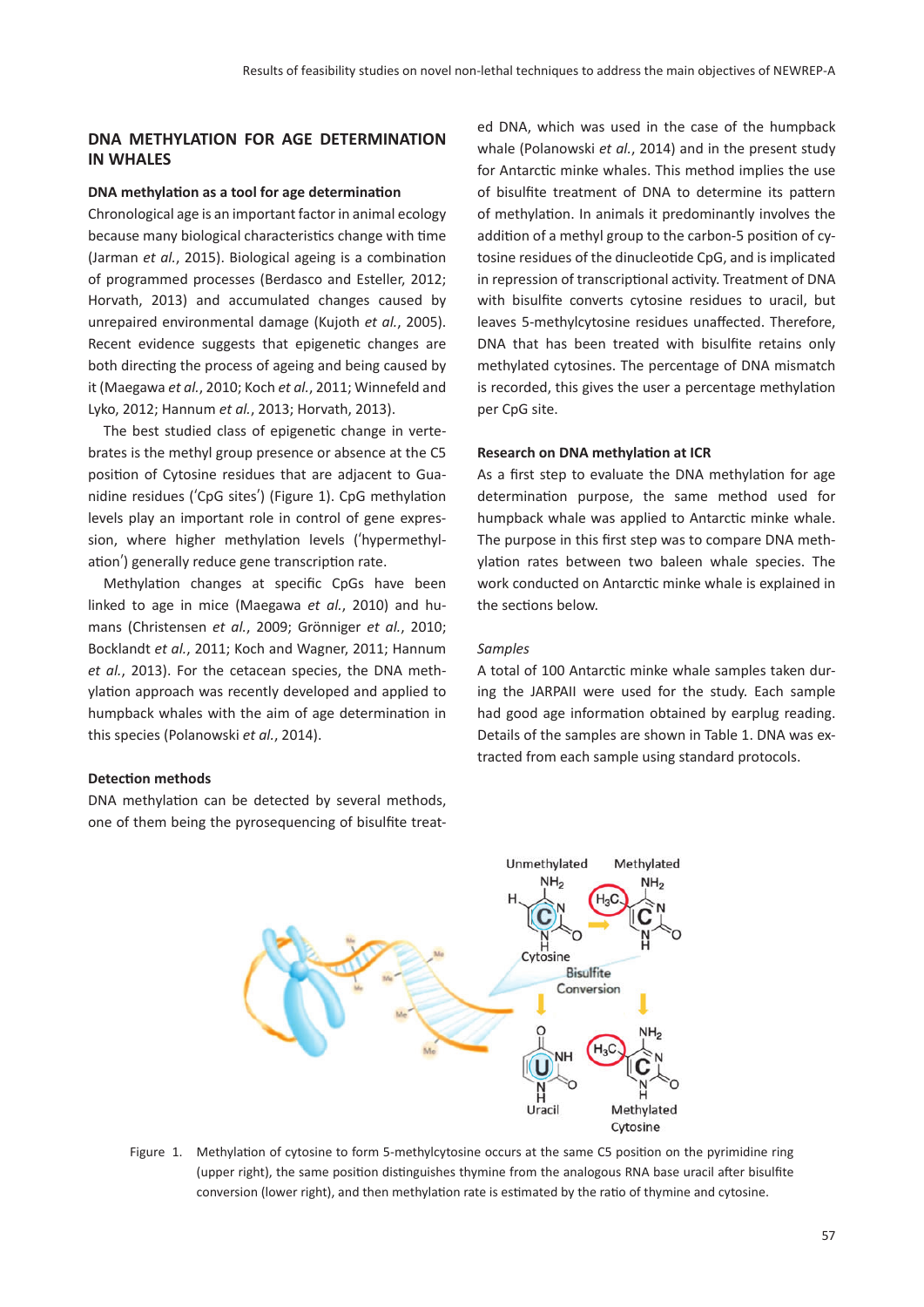## DNA METHYLATION FOR AGE DETERMINATION IN WHALES

### DNA methylation as a tool for age determination

Chronological age is an important factor in animal ecology because many biological characteristics change with time (Jarman *et al.*, 2015). Biological ageing is a combination of programmed processes (Berdasco and Esteller, 2012; Horvath, 2013) and accumulated changes caused by unrepaired environmental damage (Kujoth *et al.*, 2005). Recent evidence suggests that epigenetic changes are both directing the process of ageing and being caused by it (Maegawa *et al.*, 2010; Koch *et al.*, 2011; Winnefeld and Lyko, 2012; Hannum *et al.*, 2013; Horvath, 2013).

The best studied class of epigenetic change in vertebrates is the methyl group presence or absence at the C5 position of Cytosine residues that are adjacent to Guanidine residues ('CpG sites') (Figure 1). CpG methylation levels play an important role in control of gene expression, where higher methylation levels ('hypermethylation') generally reduce gene transcription rate.

Methylation changes at specific CpGs have been linked to age in mice (Maegawa *et al.*, 2010) and humans (Christensen *et al.*, 2009; Grönniger *et al.*, 2010; Bocklandt *et al.*, 2011; Koch and Wagner, 2011; Hannum *et al.*, 2013). For the cetacean species, the DNA methylation approach was recently developed and applied to humpback whales with the aim of age determination in this species (Polanowski *et al.*, 2014).

### Detection methods

DNA methylation can be detected by several methods, one of them being the pyrosequencing of bisulfite treated DNA, which was used in the case of the humpback whale (Polanowski *et al.*, 2014) and in the present study for Antarctic minke whales. This method implies the use of bisulfite treatment of DNA to determine its pattern of methylation. In animals it predominantly involves the addition of a methyl group to the carbon-5 position of cytosine residues of the dinucleotide CpG, and is implicated in repression of transcriptional activity. Treatment of DNA with bisulfite converts cytosine residues to uracil, but leaves 5-methylcytosine residues unaffected. Therefore, DNA that has been treated with bisulfite retains only methylated cytosines. The percentage of DNA mismatch is recorded, this gives the user a percentage methylation per CpG site.

### Research on DNA methylation at ICR

As a first step to evaluate the DNA methylation for age determination purpose, the same method used for humpback whale was applied to Antarctic minke whale. The purpose in this first step was to compare DNA methylation rates between two baleen whale species. The work conducted on Antarctic minke whale is explained in the sections below.

*Samples*

A total of 100 Antarctic minke whale samples taken during the JARPAII were used for the study. Each sample had good age information obtained by earplug reading. Details of the samples are shown in Table 1. DNA was extracted from each sample using standard protocols.

Figure 1. Methylation of cytosine to form 5-methylcytosine occurs at the same C5 position on the pyrimidine ring (upper right), the same position distinguishes thymine from the analogous RNA base uracil after bisulfite conversion (lower right), and then methylation rate is estimated by the ratio of thymine and cytosine.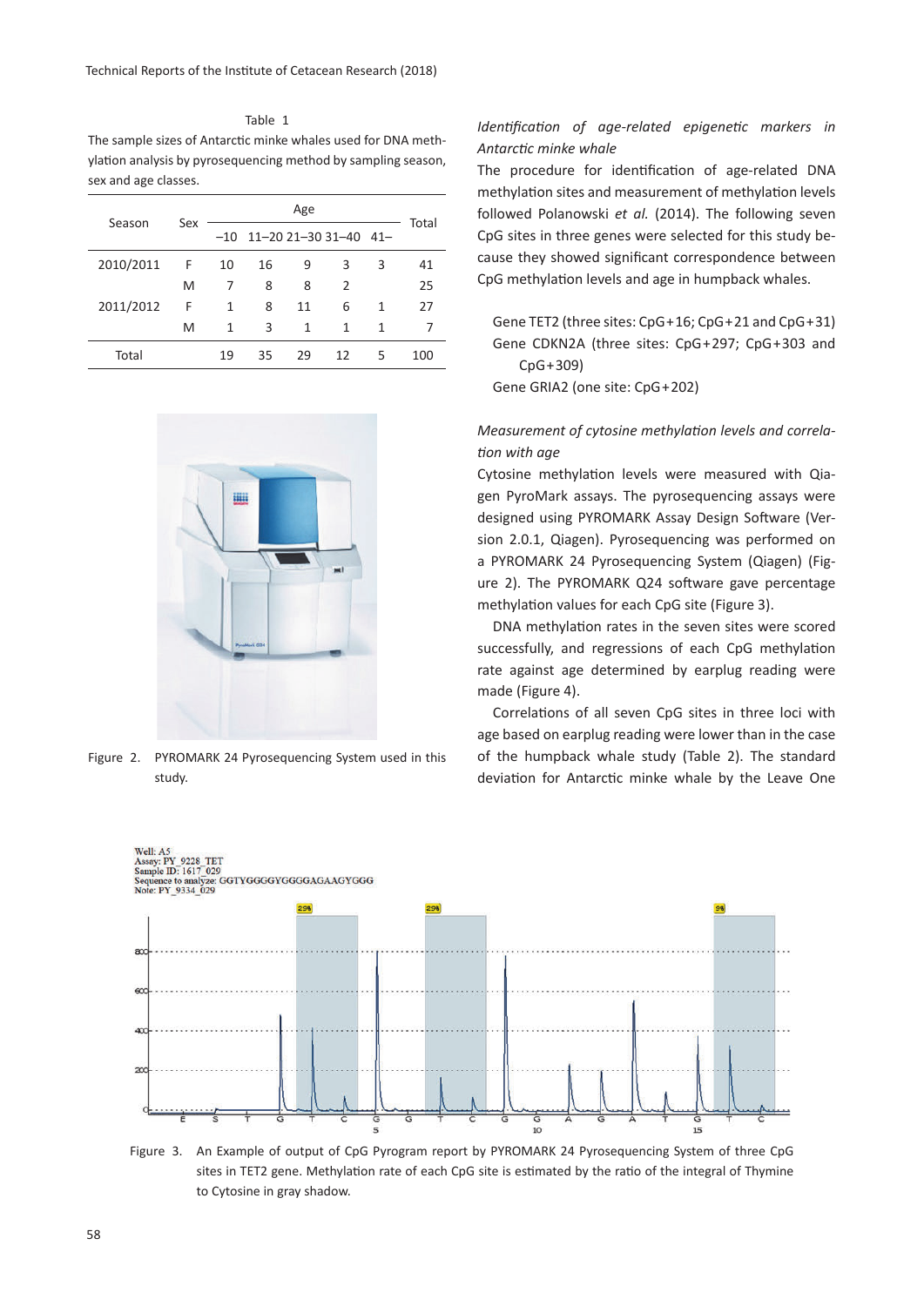Table 1
The sample sizes of Antarctic minke whales used for DNA methylation analysis by pyrosequencing method by sampling season, sex and age classes.

| Season | Sex | Age | | | | | Total |
|---|---|---|---|---|---|---|---|
| | | –10 | 11–20 | 21–30 | 31–40 | 41– | |
| 2010/2011 | F | 10 | 16 | 9 | 3 | 3 | 41 |
| | M | 7 | 8 | 8 | 2 | | 25 |
| 2011/2012 | F | 1 | 8 | 11 | 6 | 1 | 27 |
| | M | 1 | 3 | 1 | 1 | 1 | 7 |
| Total | | 19 | 35 | 29 | 12 | 5 | 100 |

Figure 2. PYROMARK 24 Pyrosequencing System used in this study.

*Identification of age-related epigenetic markers in Antarctic minke whale*

The procedure for identification of age-related DNA methylation sites and measurement of methylation levels followed Polanowski *et al.* (2014). The following seven CpG sites in three genes were selected for this study because they showed significant correspondence between CpG methylation levels and age in humpback whales.

Gene TET2 (three sites: CpG+16; CpG+21 and CpG+31)
Gene CDKN2A (three sites: CpG+297; CpG+303 and CpG+309)
Gene GRIA2 (one site: CpG+202)

*Measurement of cytosine methylation levels and correlation with age*

Cytosine methylation levels were measured with Qiagen PyroMark assays. The pyrosequencing assays were designed using PYROMARK Assay Design Software (Version 2.0.1, Qiagen). Pyrosequencing was performed on a PYROMARK 24 Pyrosequencing System (Qiagen) (Figure 2). The PYROMARK Q24 software gave percentage methylation values for each CpG site (Figure 3).

DNA methylation rates in the seven sites were scored successfully, and regressions of each CpG methylation rate against age determined by earplug reading were made (Figure 4).

Correlations of all seven CpG sites in three loci with age based on earplug reading were lower than in the case of the humpback whale study (Table 2). The standard deviation for Antarctic minke whale by the Leave One

Figure 3. An Example of output of CpG Pyrogram report by PYROMARK 24 Pyrosequencing System of three CpG sites in TET2 gene. Methylation rate of each CpG site is estimated by the ratio of the integral of Thymine to Cytosine in gray shadow.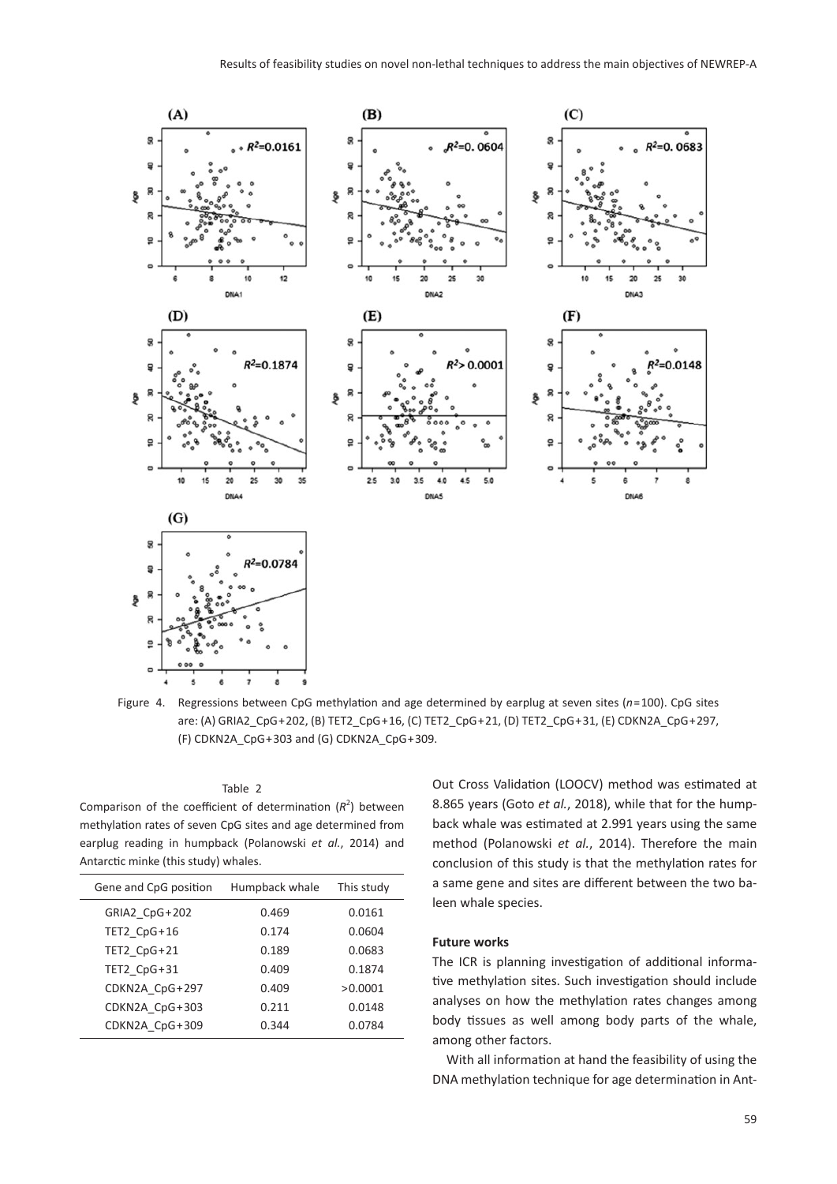Figure 4. Regressions between CpG methylation and age determined by earplug at seven sites ($n$=100). CpG sites are: (A) GRIA2_CpG+202, (B) TET2_CpG+16, (C) TET2_CpG+21, (D) TET2_CpG+31, (E) CDKN2A_CpG+297, (F) CDKN2A_CpG+303 and (G) CDKN2A_CpG+309.

Table 2

Comparison of the coefficient of determination ($R^2$) between methylation rates of seven CpG sites and age determined from earplug reading in humpback (Polanowski *et al.*, 2014) and Antarctic minke (this study) whales.

| Gene and CpG position | Humpback whale | This study |
| --- | --- | --- |
| GRIA2_CpG+202 | 0.469 | 0.0161 |
| TET2_CpG+16 | 0.174 | 0.0604 |
| TET2_CpG+21 | 0.189 | 0.0683 |
| TET2_CpG+31 | 0.409 | 0.1874 |
| CDKN2A_CpG+297 | 0.409 | >0.0001 |
| CDKN2A_CpG+303 | 0.211 | 0.0148 |
| CDKN2A_CpG+309 | 0.344 | 0.0784 |

Out Cross Validation (LOOCV) method was estimated at 8.865 years (Goto *et al.*, 2018), while that for the humpback whale was estimated at 2.991 years using the same method (Polanowski *et al.*, 2014). Therefore the main conclusion of this study is that the methylation rates for a same gene and sites are different between the two baleen whale species.

**Future works**

The ICR is planning investigation of additional informative methylation sites. Such investigation should include analyses on how the methylation rates changes among body tissues as well among body parts of the whale, among other factors.

With all information at hand the feasibility of using the DNA methylation technique for age determination in Ant-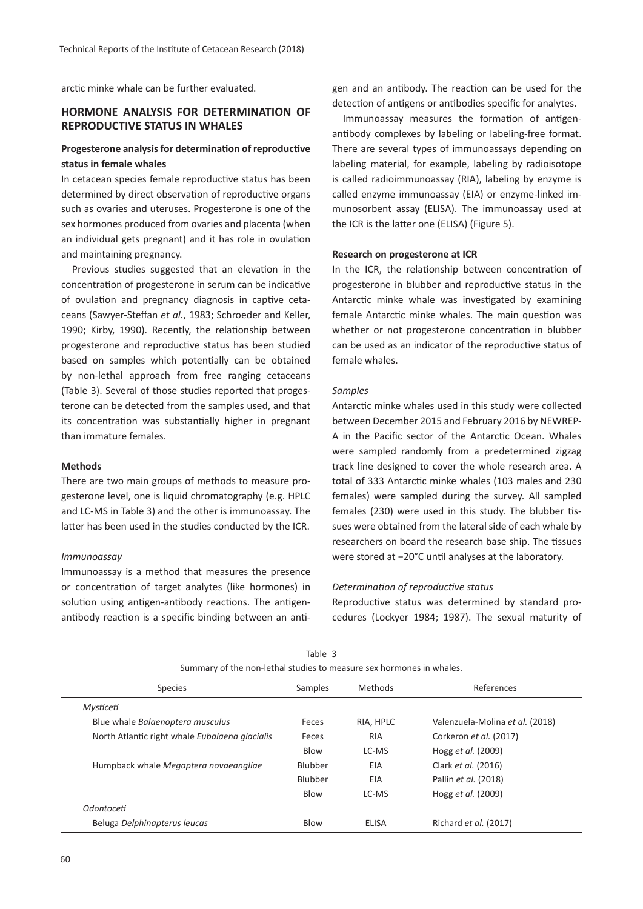arctic minke whale can be further evaluated.

## HORMONE ANALYSIS FOR DETERMINATION OF REPRODUCTIVE STATUS IN WHALES

### Progesterone analysis for determination of reproductive status in female whales

In cetacean species female reproductive status has been determined by direct observation of reproductive organs such as ovaries and uteruses. Progesterone is one of the sex hormones produced from ovaries and placenta (when an individual gets pregnant) and it has role in ovulation and maintaining pregnancy.

Previous studies suggested that an elevation in the concentration of progesterone in serum can be indicative of ovulation and pregnancy diagnosis in captive cetaceans (Sawyer-Steffan *et al.*, 1983; Schroeder and Keller, 1990; Kirby, 1990). Recently, the relationship between progesterone and reproductive status has been studied based on samples which potentially can be obtained by non-lethal approach from free ranging cetaceans (Table 3). Several of those studies reported that progesterone can be detected from the samples used, and that its concentration was substantially higher in pregnant than immature females.

### Methods

There are two main groups of methods to measure progesterone level, one is liquid chromatography (e.g. HPLC and LC-MS in Table 3) and the other is immunoassay. The latter has been used in the studies conducted by the ICR.

#### *Immunoassay*

Immunoassay is a method that measures the presence or concentration of target analytes (like hormones) in solution using antigen-antibody reactions. The antigen-antibody reaction is a specific binding between an antigen and an antibody. The reaction can be used for the detection of antigens or antibodies specific for analytes.

Immunoassay measures the formation of antigen-antibody complexes by labeling or labeling-free format. There are several types of immunoassays depending on labeling material, for example, labeling by radioisotope is called radioimmunoassay (RIA), labeling by enzyme is called enzyme immunoassay (EIA) or enzyme-linked immunosorbent assay (ELISA). The immunoassay used at the ICR is the latter one (ELISA) (Figure 5).

### Research on progesterone at ICR

In the ICR, the relationship between concentration of progesterone in blubber and reproductive status in the Antarctic minke whale was investigated by examining female Antarctic minke whales. The main question was whether or not progesterone concentration in blubber can be used as an indicator of the reproductive status of female whales.

#### *Samples*

Antarctic minke whales used in this study were collected between December 2015 and February 2016 by NEWREP-A in the Pacific sector of the Antarctic Ocean. Whales were sampled randomly from a predetermined zigzag track line designed to cover the whole research area. A total of 333 Antarctic minke whales (103 males and 230 females) were sampled during the survey. All sampled females (230) were used in this study. The blubber tissues were obtained from the lateral side of each whale by researchers on board the research base ship. The tissues were stored at −20°C until analyses at the laboratory.

#### *Determination of reproductive status*

Reproductive status was determined by standard procedures (Lockyer 1984; 1987). The sexual maturity of

Table 3
Summary of the non-lethal studies to measure sex hormones in whales.

| Species | Samples | Methods | References |
|---|---|---|---|
| *Mysticeti* | | | |
| Blue whale *Balaenoptera musculus* | Feces | RIA, HPLC | Valenzuela-Molina *et al.* (2018) |
| North Atlantic right whale *Eubalaena glacialis* | Feces | RIA | Corkeron *et al.* (2017) |
| | Blow | LC-MS | Hogg *et al.* (2009) |
| Humpback whale *Megaptera novaeangliae* | Blubber | EIA | Clark *et al.* (2016) |
| | Blubber | EIA | Pallin *et al.* (2018) |
| | Blow | LC-MS | Hogg *et al.* (2009) |
| *Odontoceti* | | | |
| Beluga *Delphinapterus leucas* | Blow | ELISA | Richard *et al.* (2017) |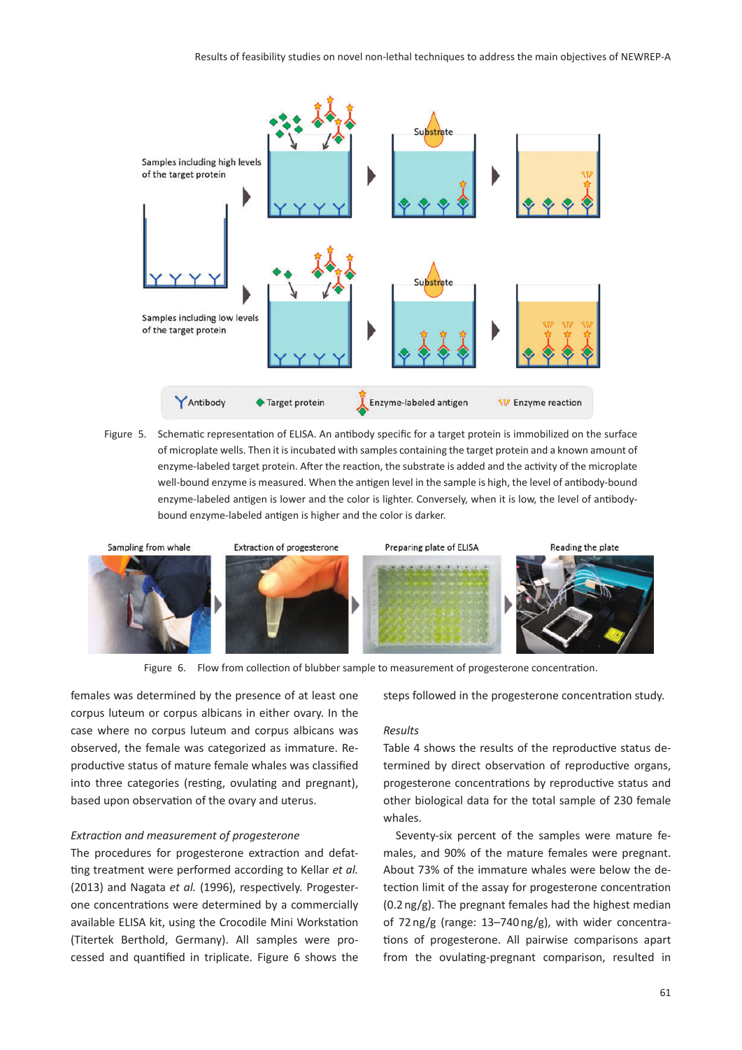Figure 5. Schematic representation of ELISA. An antibody specific for a target protein is immobilized on the surface of microplate wells. Then it is incubated with samples containing the target protein and a known amount of enzyme-labeled target protein. After the reaction, the substrate is added and the activity of the microplate well-bound enzyme is measured. When the antigen level in the sample is high, the level of antibody-bound enzyme-labeled antigen is lower and the color is lighter. Conversely, when it is low, the level of antibody-bound enzyme-labeled antigen is higher and the color is darker.

Figure 6. Flow from collection of blubber sample to measurement of progesterone concentration.

females was determined by the presence of at least one corpus luteum or corpus albicans in either ovary. In the case where no corpus luteum and corpus albicans was observed, the female was categorized as immature. Reproductive status of mature female whales was classified into three categories (resting, ovulating and pregnant), based upon observation of the ovary and uterus.

*Extraction and measurement of progesterone*

The procedures for progesterone extraction and defatting treatment were performed according to Kellar *et al.* (2013) and Nagata *et al.* (1996), respectively. Progesterone concentrations were determined by a commercially available ELISA kit, using the Crocodile Mini Workstation (Titertek Berthold, Germany). All samples were processed and quantified in triplicate. Figure 6 shows the steps followed in the progesterone concentration study.

*Results*

Table 4 shows the results of the reproductive status determined by direct observation of reproductive organs, progesterone concentrations by reproductive status and other biological data for the total sample of 230 female whales.

Seventy-six percent of the samples were mature females, and 90% of the mature females were pregnant. About 73% of the immature whales were below the detection limit of the assay for progesterone concentration (0.2 ng/g). The pregnant females had the highest median of 72 ng/g (range: 13–740 ng/g), with wider concentrations of progesterone. All pairwise comparisons apart from the ovulating-pregnant comparison, resulted in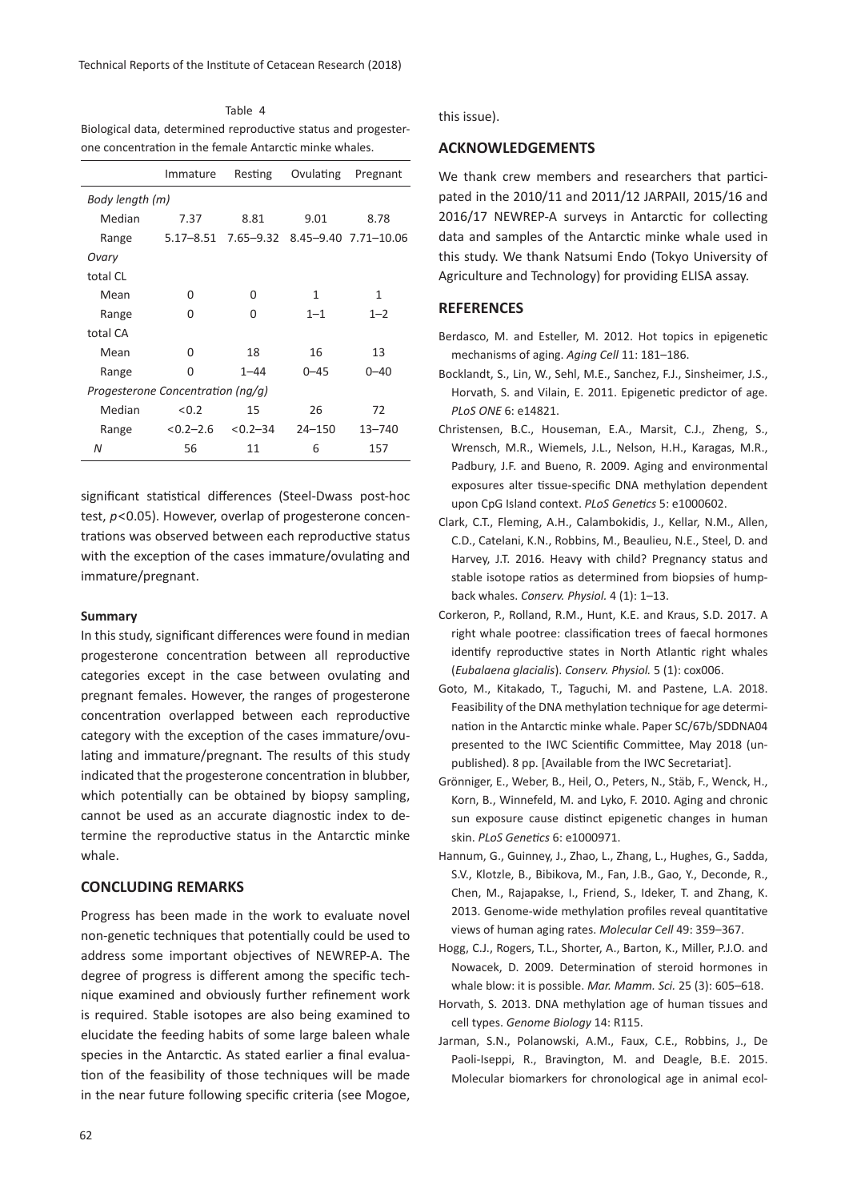Table 4

Biological data, determined reproductive status and progesterone concentration in the female Antarctic minke whales.

| | Immature | Resting | Ovulating | Pregnant |
|---|---|---|---|---|
| *Body length (m)* | | | | |
| Median | 7.37 | 8.81 | 9.01 | 8.78 |
| Range | 5.17–8.51 | 7.65–9.32 | 8.45–9.40 | 7.71–10.06 |
| *Ovary* | | | | |
| total CL | | | | |
| Mean | 0 | 0 | 1 | 1 |
| Range | 0 | 0 | 1–1 | 1–2 |
| total CA | | | | |
| Mean | 0 | 18 | 16 | 13 |
| Range | 0 | 1–44 | 0–45 | 0–40 |
| *Progesterone Concentration (ng/g)* | | | | |
| Median | <0.2 | 15 | 26 | 72 |
| Range | <0.2–2.6 | <0.2–34 | 24–150 | 13–740 |
| *N* | 56 | 11 | 6 | 157 |

significant statistical differences (Steel-Dwass post-hoc test, $p<0.05$). However, overlap of progesterone concentrations was observed between each reproductive status with the exception of the cases immature/ovulating and immature/pregnant.

**Summary**

In this study, significant differences were found in median progesterone concentration between all reproductive categories except in the case between ovulating and pregnant females. However, the ranges of progesterone concentration overlapped between each reproductive category with the exception of the cases immature/ovulating and immature/pregnant. The results of this study indicated that the progesterone concentration in blubber, which potentially can be obtained by biopsy sampling, cannot be used as an accurate diagnostic index to determine the reproductive status in the Antarctic minke whale.

## CONCLUDING REMARKS

Progress has been made in the work to evaluate novel non-genetic techniques that potentially could be used to address some important objectives of NEWREP-A. The degree of progress is different among the specific technique examined and obviously further refinement work is required. Stable isotopes are also being examined to elucidate the feeding habits of some large baleen whale species in the Antarctic. As stated earlier a final evaluation of the feasibility of those techniques will be made in the near future following specific criteria (see Mogoe, this issue).

## ACKNOWLEDGEMENTS

We thank crew members and researchers that participated in the 2010/11 and 2011/12 JARPAII, 2015/16 and 2016/17 NEWREP-A surveys in Antarctic for collecting data and samples of the Antarctic minke whale used in this study. We thank Natsumi Endo (Tokyo University of Agriculture and Technology) for providing ELISA assay.

## REFERENCES

Berdasco, M. and Esteller, M. 2012. Hot topics in epigenetic mechanisms of aging. *Aging Cell* 11: 181–186.

Bocklandt, S., Lin, W., Sehl, M.E., Sanchez, F.J., Sinsheimer, J.S., Horvath, S. and Vilain, E. 2011. Epigenetic predictor of age. *PLoS ONE* 6: e14821.

Christensen, B.C., Houseman, E.A., Marsit, C.J., Zheng, S., Wrensch, M.R., Wiemels, J.L., Nelson, H.H., Karagas, M.R., Padbury, J.F. and Bueno, R. 2009. Aging and environmental exposures alter tissue-specific DNA methylation dependent upon CpG Island context. *PLoS Genetics* 5: e1000602.

Clark, C.T., Fleming, A.H., Calambokidis, J., Kellar, N.M., Allen, C.D., Catelani, K.N., Robbins, M., Beaulieu, N.E., Steel, D. and Harvey, J.T. 2016. Heavy with child? Pregnancy status and stable isotope ratios as determined from biopsies of humpback whales. *Conserv. Physiol.* 4 (1): 1–13.

Corkeron, P., Rolland, R.M., Hunt, K.E. and Kraus, S.D. 2017. A right whale pootree: classification trees of faecal hormones identify reproductive states in North Atlantic right whales (*Eubalaena glacialis*). *Conserv. Physiol.* 5 (1): cox006.

Goto, M., Kitakado, T., Taguchi, M. and Pastene, L.A. 2018. Feasibility of the DNA methylation technique for age determination in the Antarctic minke whale. Paper SC/67b/SDDNA04 presented to the IWC Scientific Committee, May 2018 (unpublished). 8 pp. [Available from the IWC Secretariat].

Grönniger, E., Weber, B., Heil, O., Peters, N., Stäb, F., Wenck, H., Korn, B., Winnefeld, M. and Lyko, F. 2010. Aging and chronic sun exposure cause distinct epigenetic changes in human skin. *PLoS Genetics* 6: e1000971.

Hannum, G., Guinney, J., Zhao, L., Zhang, L., Hughes, G., Sadda, S.V., Klotzle, B., Bibikova, M., Fan, J.B., Gao, Y., Deconde, R., Chen, M., Rajapakse, I., Friend, S., Ideker, T. and Zhang, K. 2013. Genome-wide methylation profiles reveal quantitative views of human aging rates. *Molecular Cell* 49: 359–367.

Hogg, C.J., Rogers, T.L., Shorter, A., Barton, K., Miller, P.J.O. and Nowacek, D. 2009. Determination of steroid hormones in whale blow: it is possible. *Mar. Mamm. Sci.* 25 (3): 605–618.

Horvath, S. 2013. DNA methylation age of human tissues and cell types. *Genome Biology* 14: R115.

Jarman, S.N., Polanowski, A.M., Faux, C.E., Robbins, J., De Paoli-Iseppi, R., Bravington, M. and Deagle, B.E. 2015. Molecular biomarkers for chronological age in animal ecol-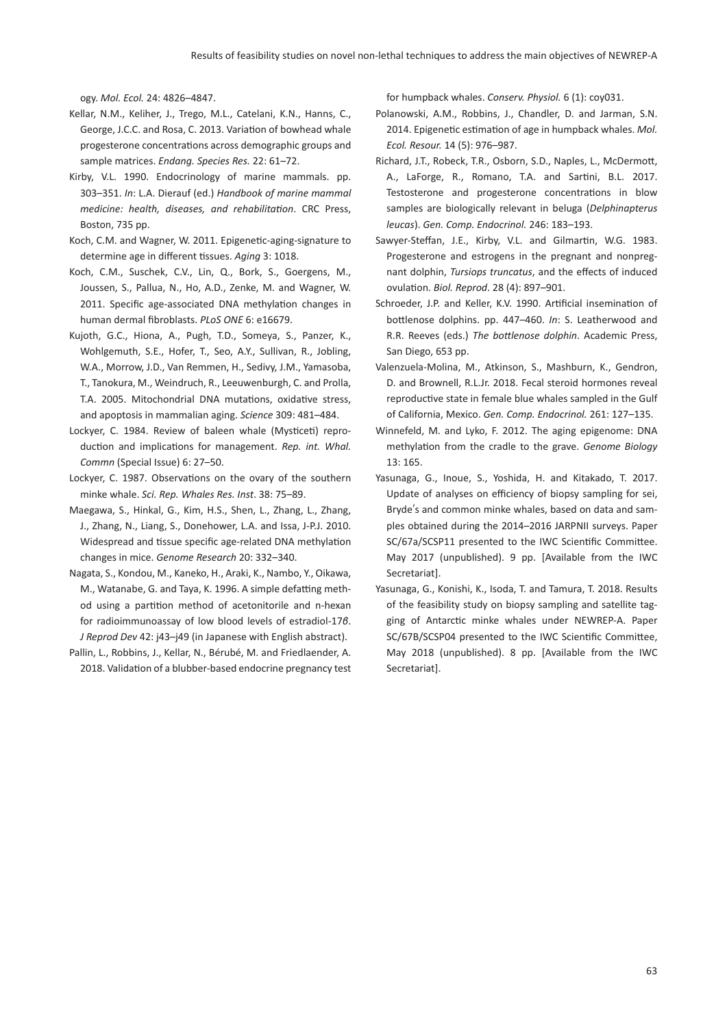ogy. *Mol. Ecol.* 24: 4826–4847.

Kellar, N.M., Keliher, J., Trego, M.L., Catelani, K.N., Hanns, C., George, J.C.C. and Rosa, C. 2013. Variation of bowhead whale progesterone concentrations across demographic groups and sample matrices. *Endang. Species Res.* 22: 61–72.

Kirby, V.L. 1990. Endocrinology of marine mammals. pp. 303–351. *In*: L.A. Dierauf (ed.) *Handbook of marine mammal medicine: health, diseases, and rehabilitation*. CRC Press, Boston, 735 pp.

Koch, C.M. and Wagner, W. 2011. Epigenetic-aging-signature to determine age in different tissues. *Aging* 3: 1018.

Koch, C.M., Suschek, C.V., Lin, Q., Bork, S., Goergens, M., Joussen, S., Pallua, N., Ho, A.D., Zenke, M. and Wagner, W. 2011. Specific age-associated DNA methylation changes in human dermal fibroblasts. *PLoS ONE* 6: e16679.

Kujoth, G.C., Hiona, A., Pugh, T.D., Someya, S., Panzer, K., Wohlgemuth, S.E., Hofer, T., Seo, A.Y., Sullivan, R., Jobling, W.A., Morrow, J.D., Van Remmen, H., Sedivy, J.M., Yamasoba, T., Tanokura, M., Weindruch, R., Leeuwenburgh, C. and Prolla, T.A. 2005. Mitochondrial DNA mutations, oxidative stress, and apoptosis in mammalian aging. *Science* 309: 481–484.

Lockyer, C. 1984. Review of baleen whale (Mysticeti) reproduction and implications for management. *Rep. int. Whal. Commn* (Special Issue) 6: 27–50.

Lockyer, C. 1987. Observations on the ovary of the southern minke whale. *Sci. Rep. Whales Res. Inst*. 38: 75–89.

Maegawa, S., Hinkal, G., Kim, H.S., Shen, L., Zhang, L., Zhang, J., Zhang, N., Liang, S., Donehower, L.A. and Issa, J-P.J. 2010. Widespread and tissue specific age-related DNA methylation changes in mice. *Genome Research* 20: 332–340.

Nagata, S., Kondou, M., Kaneko, H., Araki, K., Nambo, Y., Oikawa, M., Watanabe, G. and Taya, K. 1996. A simple defatting method using a partition method of acetonitorile and n-hexan for radioimmunoassay of low blood levels of estradiol-17*β*. *J Reprod Dev* 42: j43–j49 (in Japanese with English abstract).

Pallin, L., Robbins, J., Kellar, N., Bérubé, M. and Friedlaender, A. 2018. Validation of a blubber-based endocrine pregnancy test for humpback whales. *Conserv. Physiol.* 6 (1): coy031.

Polanowski, A.M., Robbins, J., Chandler, D. and Jarman, S.N. 2014. Epigenetic estimation of age in humpback whales. *Mol. Ecol. Resour.* 14 (5): 976–987.

Richard, J.T., Robeck, T.R., Osborn, S.D., Naples, L., McDermott, A., LaForge, R., Romano, T.A. and Sartini, B.L. 2017. Testosterone and progesterone concentrations in blow samples are biologically relevant in beluga (*Delphinapterus leucas*). *Gen. Comp. Endocrinol.* 246: 183–193.

Sawyer-Steffan, J.E., Kirby, V.L. and Gilmartin, W.G. 1983. Progesterone and estrogens in the pregnant and nonpregnant dolphin, *Tursiops truncatus*, and the effects of induced ovulation. *Biol. Reprod*. 28 (4): 897–901.

Schroeder, J.P. and Keller, K.V. 1990. Artificial insemination of bottlenose dolphins. pp. 447–460. *In*: S. Leatherwood and R.R. Reeves (eds.) *The bottlenose dolphin*. Academic Press, San Diego, 653 pp.

Valenzuela-Molina, M., Atkinson, S., Mashburn, K., Gendron, D. and Brownell, R.L.Jr. 2018. Fecal steroid hormones reveal reproductive state in female blue whales sampled in the Gulf of California, Mexico. *Gen. Comp. Endocrinol.* 261: 127–135.

Winnefeld, M. and Lyko, F. 2012. The aging epigenome: DNA methylation from the cradle to the grave. *Genome Biology* 13: 165.

Yasunaga, G., Inoue, S., Yoshida, H. and Kitakado, T. 2017. Update of analyses on efficiency of biopsy sampling for sei, Bryde′s and common minke whales, based on data and samples obtained during the 2014–2016 JARPNII surveys. Paper SC/67a/SCSP11 presented to the IWC Scientific Committee. May 2017 (unpublished). 9 pp. [Available from the IWC Secretariat].

Yasunaga, G., Konishi, K., Isoda, T. and Tamura, T. 2018. Results of the feasibility study on biopsy sampling and satellite tagging of Antarctic minke whales under NEWREP-A. Paper SC/67B/SCSP04 presented to the IWC Scientific Committee, May 2018 (unpublished). 8 pp. [Available from the IWC Secretariat].